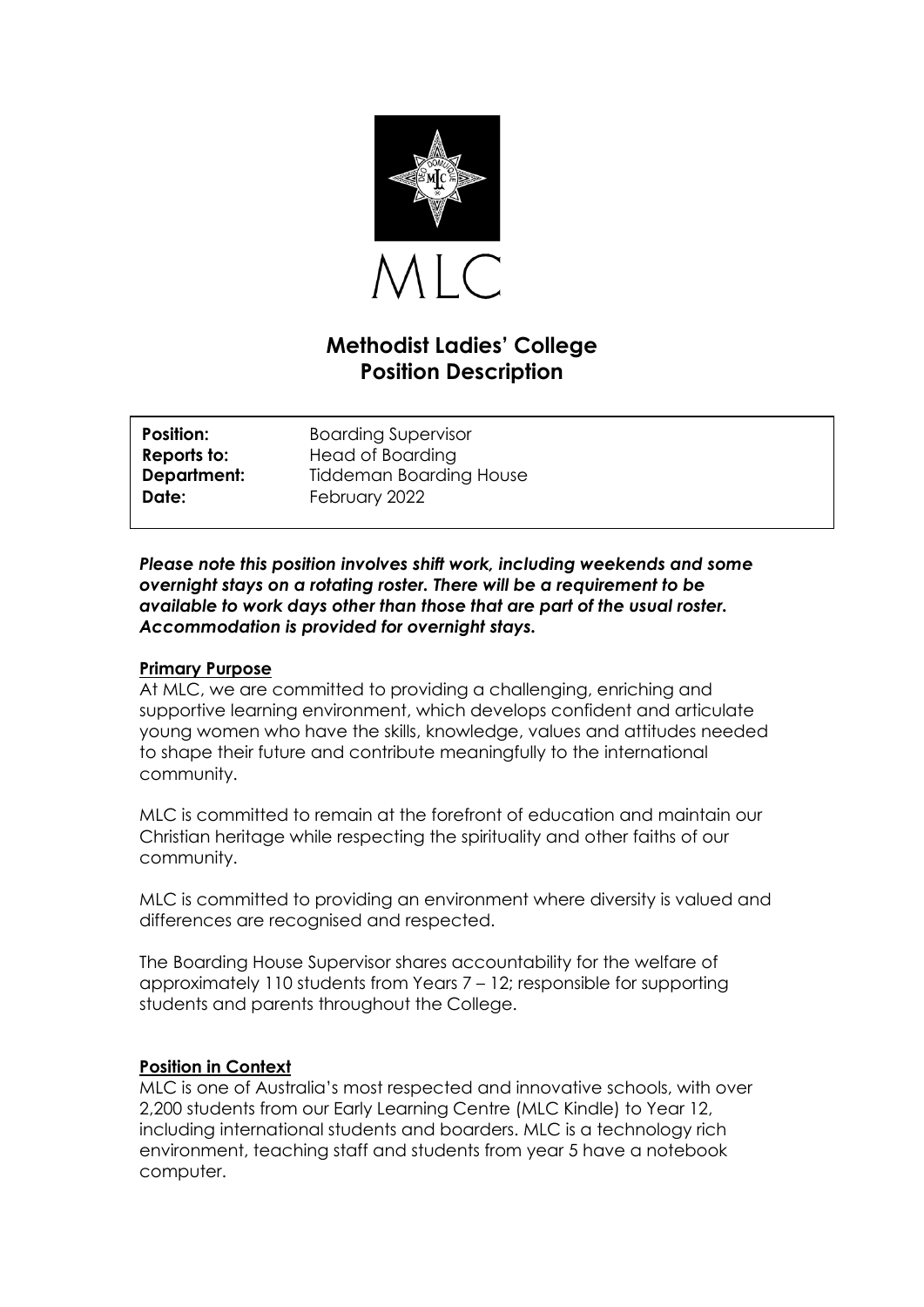MLC

# Methodist Ladies' College
## Position Description

| | |
|---|---|
| **Position:** | Boarding Supervisor |
| **Reports to:** | Head of Boarding |
| **Department:** | Tiddeman Boarding House |
| **Date:** | February 2022 |

***Please note this position involves shift work, including weekends and some overnight stays on a rotating roster. There will be a requirement to be available to work days other than those that are part of the usual roster. Accommodation is provided for overnight stays.***

### Primary Purpose

At MLC, we are committed to providing a challenging, enriching and supportive learning environment, which develops confident and articulate young women who have the skills, knowledge, values and attitudes needed to shape their future and contribute meaningfully to the international community.

MLC is committed to remain at the forefront of education and maintain our Christian heritage while respecting the spirituality and other faiths of our community.

MLC is committed to providing an environment where diversity is valued and differences are recognised and respected.

The Boarding House Supervisor shares accountability for the welfare of approximately 110 students from Years 7 – 12; responsible for supporting students and parents throughout the College.

### Position in Context

MLC is one of Australia's most respected and innovative schools, with over 2,200 students from our Early Learning Centre (MLC Kindle) to Year 12, including international students and boarders. MLC is a technology rich environment, teaching staff and students from year 5 have a notebook computer.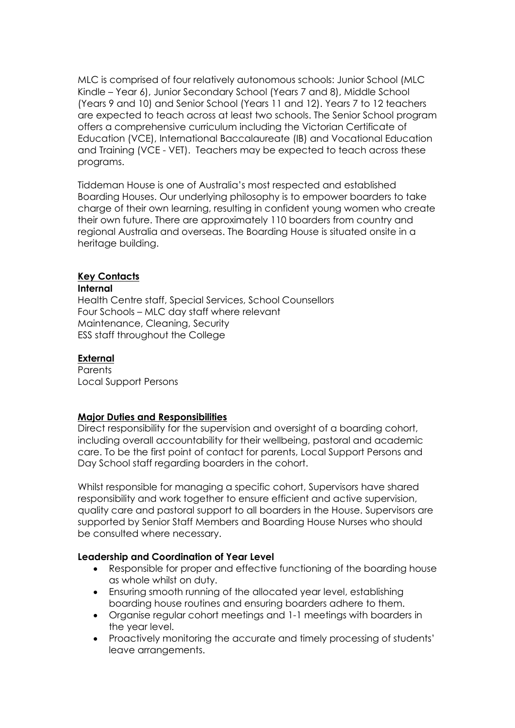MLC is comprised of four relatively autonomous schools: Junior School (MLC Kindle – Year 6), Junior Secondary School (Years 7 and 8), Middle School (Years 9 and 10) and Senior School (Years 11 and 12). Years 7 to 12 teachers are expected to teach across at least two schools. The Senior School program offers a comprehensive curriculum including the Victorian Certificate of Education (VCE), International Baccalaureate (IB) and Vocational Education and Training (VCE - VET). Teachers may be expected to teach across these programs.

Tiddeman House is one of Australia's most respected and established Boarding Houses. Our underlying philosophy is to empower boarders to take charge of their own learning, resulting in confident young women who create their own future. There are approximately 110 boarders from country and regional Australia and overseas. The Boarding House is situated onsite in a heritage building.

## Key Contacts

**Internal**

Health Centre staff, Special Services, School Counsellors
Four Schools – MLC day staff where relevant
Maintenance, Cleaning, Security
ESS staff throughout the College

## External

Parents
Local Support Persons

## Major Duties and Responsibilities

Direct responsibility for the supervision and oversight of a boarding cohort, including overall accountability for their wellbeing, pastoral and academic care. To be the first point of contact for parents, Local Support Persons and Day School staff regarding boarders in the cohort.

Whilst responsible for managing a specific cohort, Supervisors have shared responsibility and work together to ensure efficient and active supervision, quality care and pastoral support to all boarders in the House. Supervisors are supported by Senior Staff Members and Boarding House Nurses who should be consulted where necessary.

### Leadership and Coordination of Year Level

- Responsible for proper and effective functioning of the boarding house as whole whilst on duty.
- Ensuring smooth running of the allocated year level, establishing boarding house routines and ensuring boarders adhere to them.
- Organise regular cohort meetings and 1-1 meetings with boarders in the year level.
- Proactively monitoring the accurate and timely processing of students' leave arrangements.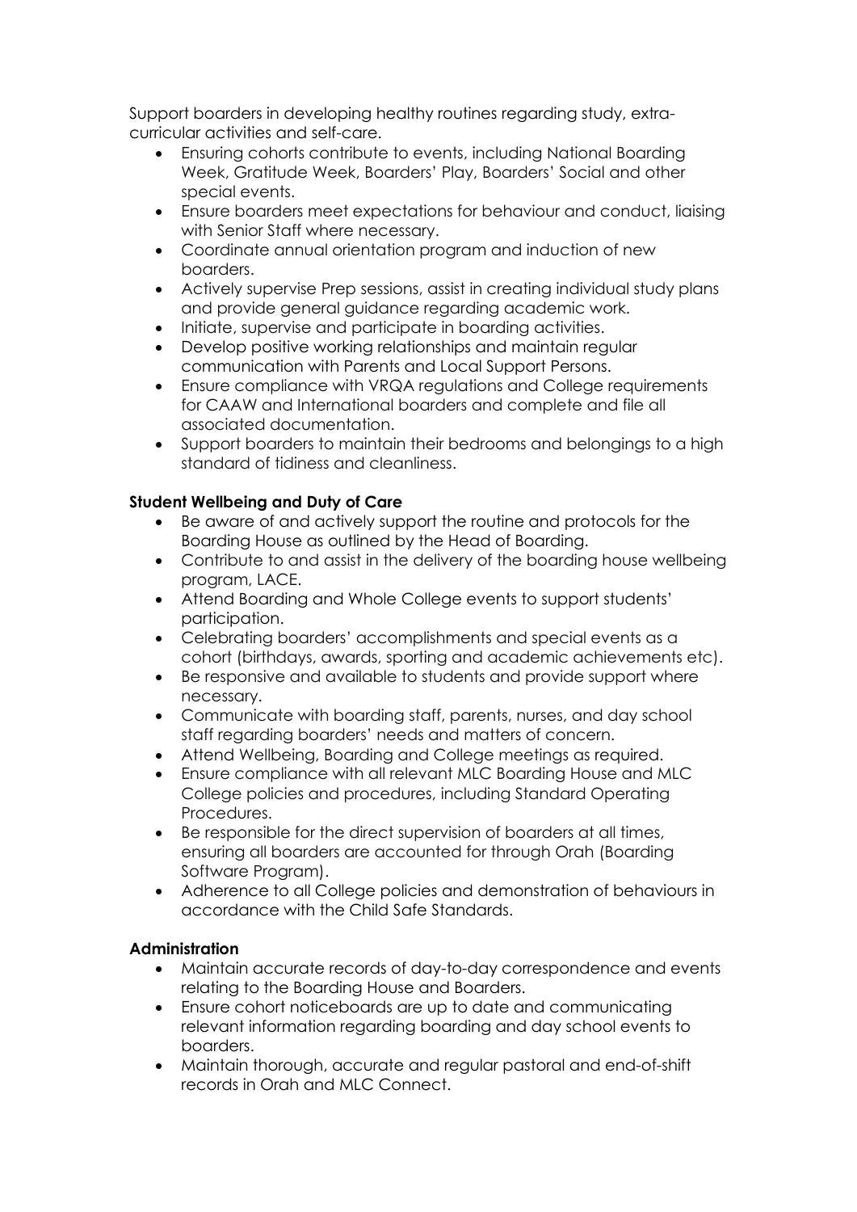Support boarders in developing healthy routines regarding study, extra-curricular activities and self-care.

- Ensuring cohorts contribute to events, including National Boarding Week, Gratitude Week, Boarders' Play, Boarders' Social and other special events.
- Ensure boarders meet expectations for behaviour and conduct, liaising with Senior Staff where necessary.
- Coordinate annual orientation program and induction of new boarders.
- Actively supervise Prep sessions, assist in creating individual study plans and provide general guidance regarding academic work.
- Initiate, supervise and participate in boarding activities.
- Develop positive working relationships and maintain regular communication with Parents and Local Support Persons.
- Ensure compliance with VRQA regulations and College requirements for CAAW and International boarders and complete and file all associated documentation.
- Support boarders to maintain their bedrooms and belongings to a high standard of tidiness and cleanliness.

**Student Wellbeing and Duty of Care**

- Be aware of and actively support the routine and protocols for the Boarding House as outlined by the Head of Boarding.
- Contribute to and assist in the delivery of the boarding house wellbeing program, LACE.
- Attend Boarding and Whole College events to support students' participation.
- Celebrating boarders' accomplishments and special events as a cohort (birthdays, awards, sporting and academic achievements etc).
- Be responsive and available to students and provide support where necessary.
- Communicate with boarding staff, parents, nurses, and day school staff regarding boarders' needs and matters of concern.
- Attend Wellbeing, Boarding and College meetings as required.
- Ensure compliance with all relevant MLC Boarding House and MLC College policies and procedures, including Standard Operating Procedures.
- Be responsible for the direct supervision of boarders at all times, ensuring all boarders are accounted for through Orah (Boarding Software Program).
- Adherence to all College policies and demonstration of behaviours in accordance with the Child Safe Standards.

**Administration**

- Maintain accurate records of day-to-day correspondence and events relating to the Boarding House and Boarders.
- Ensure cohort noticeboards are up to date and communicating relevant information regarding boarding and day school events to boarders.
- Maintain thorough, accurate and regular pastoral and end-of-shift records in Orah and MLC Connect.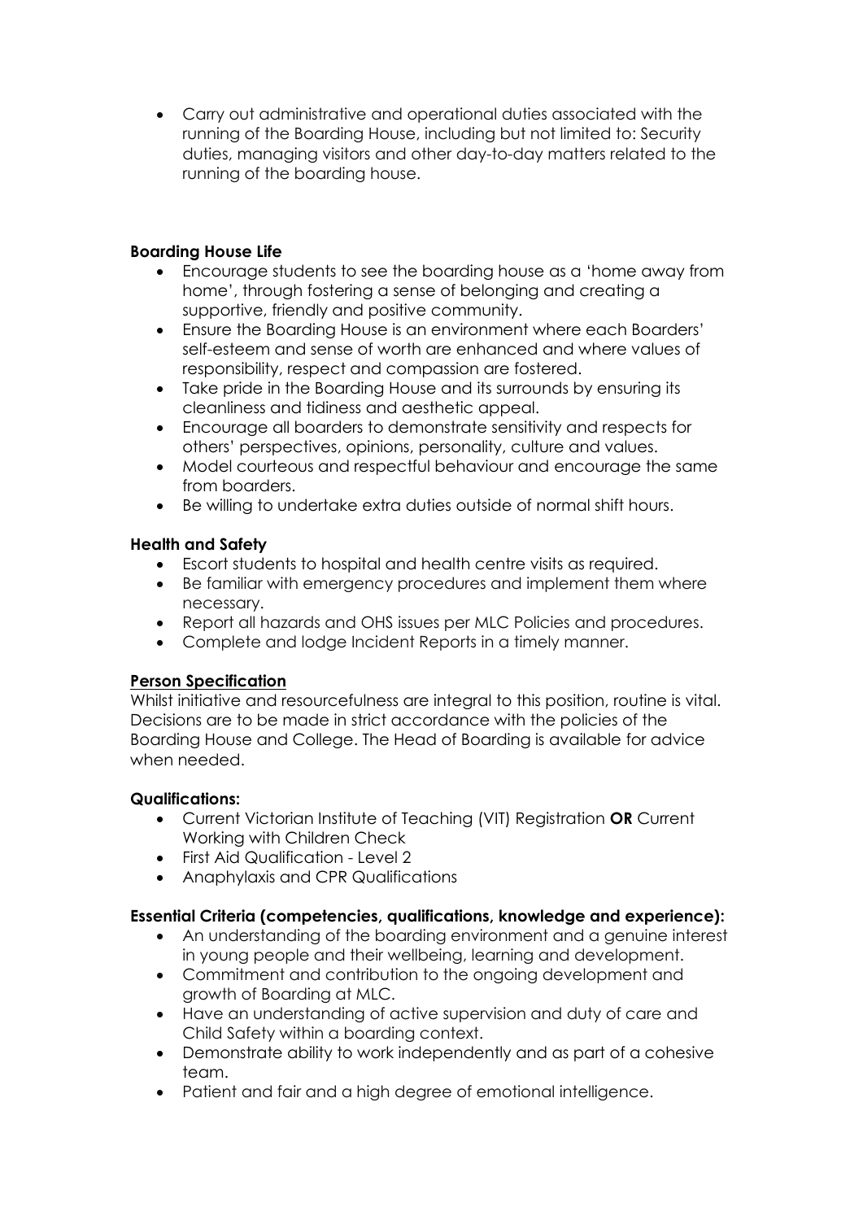- Carry out administrative and operational duties associated with the running of the Boarding House, including but not limited to: Security duties, managing visitors and other day-to-day matters related to the running of the boarding house.

**Boarding House Life**

- Encourage students to see the boarding house as a 'home away from home', through fostering a sense of belonging and creating a supportive, friendly and positive community.
- Ensure the Boarding House is an environment where each Boarders' self-esteem and sense of worth are enhanced and where values of responsibility, respect and compassion are fostered.
- Take pride in the Boarding House and its surrounds by ensuring its cleanliness and tidiness and aesthetic appeal.
- Encourage all boarders to demonstrate sensitivity and respects for others' perspectives, opinions, personality, culture and values.
- Model courteous and respectful behaviour and encourage the same from boarders.
- Be willing to undertake extra duties outside of normal shift hours.

**Health and Safety**

- Escort students to hospital and health centre visits as required.
- Be familiar with emergency procedures and implement them where necessary.
- Report all hazards and OHS issues per MLC Policies and procedures.
- Complete and lodge Incident Reports in a timely manner.

**Person Specification**

Whilst initiative and resourcefulness are integral to this position, routine is vital. Decisions are to be made in strict accordance with the policies of the Boarding House and College. The Head of Boarding is available for advice when needed.

**Qualifications:**

- Current Victorian Institute of Teaching (VIT) Registration **OR** Current Working with Children Check
- First Aid Qualification - Level 2
- Anaphylaxis and CPR Qualifications

**Essential Criteria (competencies, qualifications, knowledge and experience):**

- An understanding of the boarding environment and a genuine interest in young people and their wellbeing, learning and development.
- Commitment and contribution to the ongoing development and growth of Boarding at MLC.
- Have an understanding of active supervision and duty of care and Child Safety within a boarding context.
- Demonstrate ability to work independently and as part of a cohesive team.
- Patient and fair and a high degree of emotional intelligence.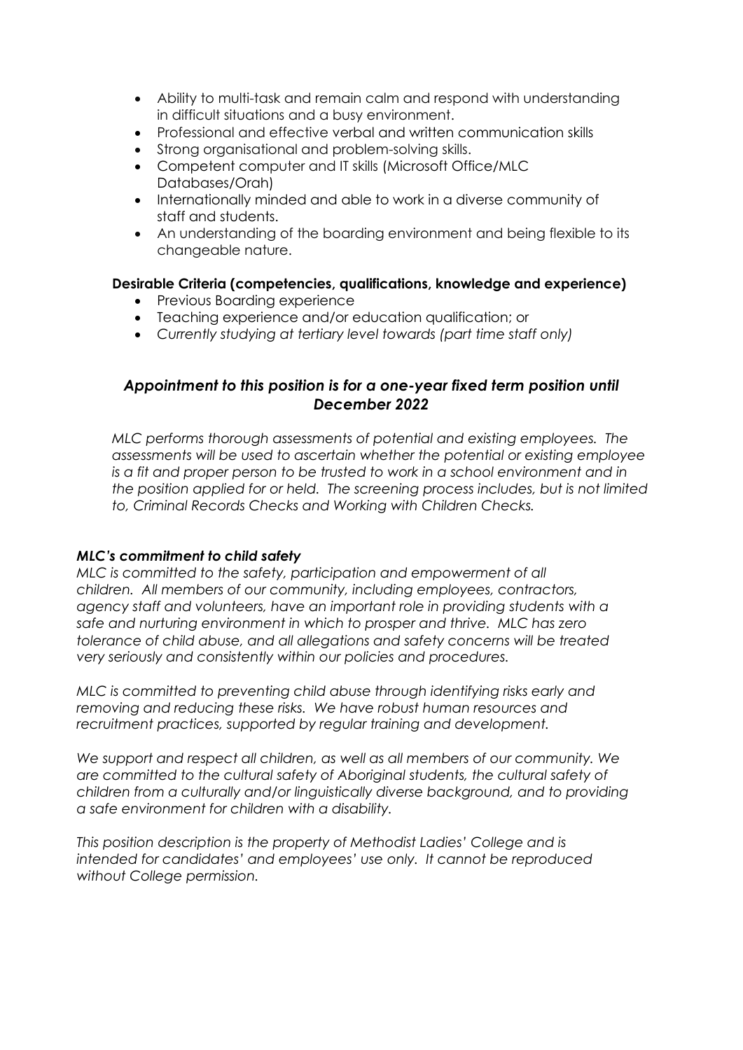- Ability to multi-task and remain calm and respond with understanding in difficult situations and a busy environment.
- Professional and effective verbal and written communication skills
- Strong organisational and problem-solving skills.
- Competent computer and IT skills (Microsoft Office/MLC Databases/Orah)
- Internationally minded and able to work in a diverse community of staff and students.
- An understanding of the boarding environment and being flexible to its changeable nature.

**Desirable Criteria (competencies, qualifications, knowledge and experience)**

- Previous Boarding experience
- Teaching experience and/or education qualification; or
- *Currently studying at tertiary level towards (part time staff only)*

### *Appointment to this position is for a one-year fixed term position until December 2022*

*MLC performs thorough assessments of potential and existing employees. The assessments will be used to ascertain whether the potential or existing employee is a fit and proper person to be trusted to work in a school environment and in the position applied for or held. The screening process includes, but is not limited to, Criminal Records Checks and Working with Children Checks.*

***MLC's commitment to child safety***

*MLC is committed to the safety, participation and empowerment of all children. All members of our community, including employees, contractors, agency staff and volunteers, have an important role in providing students with a safe and nurturing environment in which to prosper and thrive. MLC has zero tolerance of child abuse, and all allegations and safety concerns will be treated very seriously and consistently within our policies and procedures.*

*MLC is committed to preventing child abuse through identifying risks early and removing and reducing these risks. We have robust human resources and recruitment practices, supported by regular training and development.*

*We support and respect all children, as well as all members of our community. We are committed to the cultural safety of Aboriginal students, the cultural safety of children from a culturally and/or linguistically diverse background, and to providing a safe environment for children with a disability.*

*This position description is the property of Methodist Ladies' College and is intended for candidates' and employees' use only. It cannot be reproduced without College permission.*